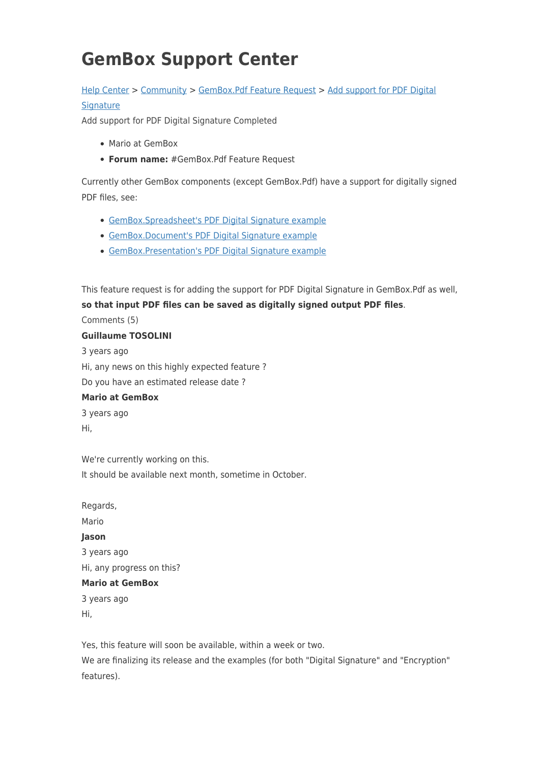# GemBox Support Center

[Help Center](#) > [Community](#) > [GemBox.Pdf Feature Request](#) > [Add support for PDF Digital Signature](#)

Add support for PDF Digital Signature Completed

- Mario at GemBox
- **Forum name:** #GemBox.Pdf Feature Request

Currently other GemBox components (except GemBox.Pdf) have a support for digitally signed PDF files, see:

- [GemBox.Spreadsheet's PDF Digital Signature example](#)
- [GemBox.Document's PDF Digital Signature example](#)
- [GemBox.Presentation's PDF Digital Signature example](#)

This feature request is for adding the support for PDF Digital Signature in GemBox.Pdf as well, **so that input PDF files can be saved as digitally signed output PDF files**.

Comments (5)

**Guillaume TOSOLINI**

3 years ago

Hi, any news on this highly expected feature ?

Do you have an estimated release date ?

**Mario at GemBox**

3 years ago

Hi,

We're currently working on this.
It should be available next month, sometime in October.

Regards,
Mario

**Jason**

3 years ago

Hi, any progress on this?

**Mario at GemBox**

3 years ago

Hi,

Yes, this feature will soon be available, within a week or two.
We are finalizing its release and the examples (for both "Digital Signature" and "Encryption" features).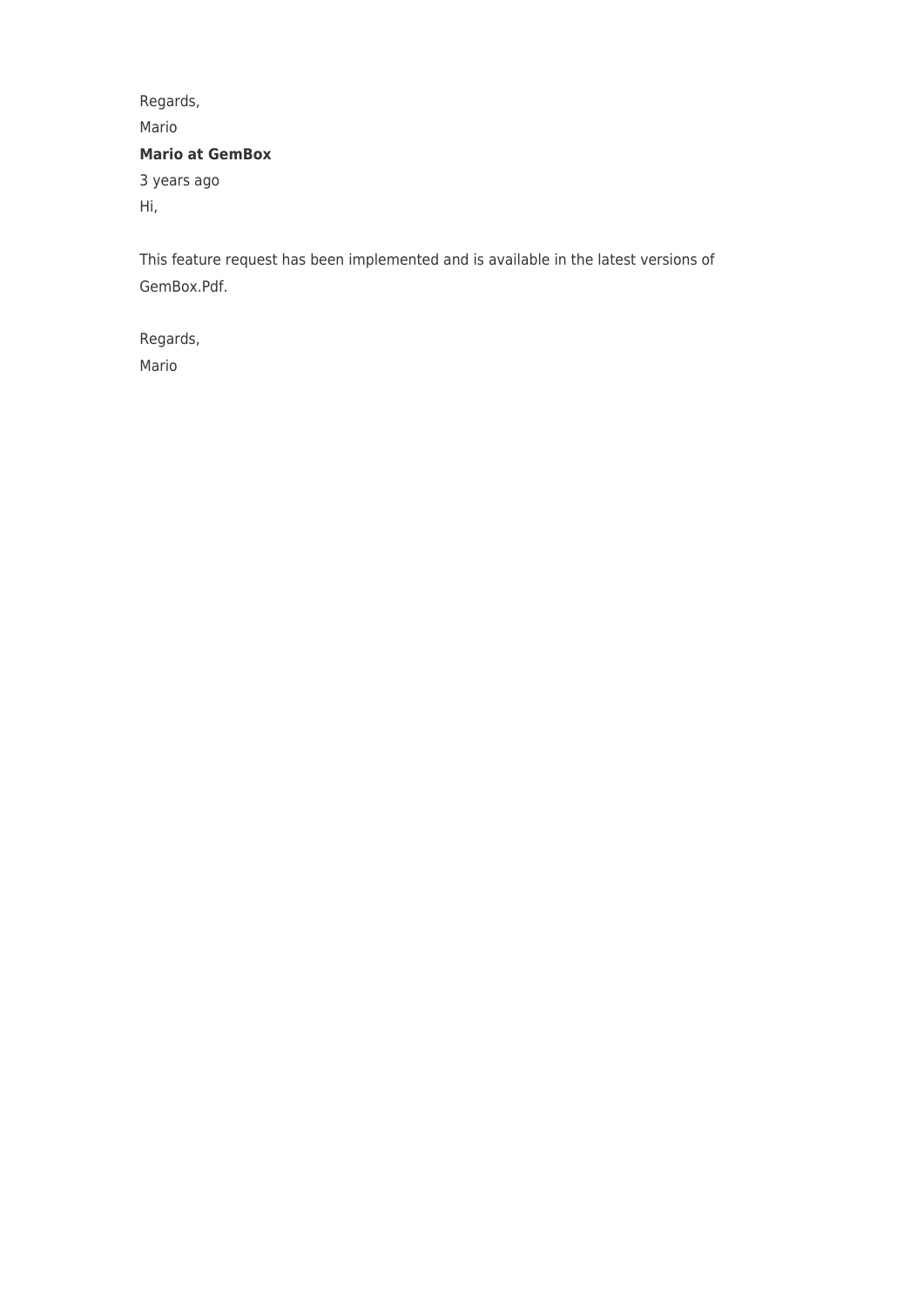Regards,

Mario

**Mario at GemBox**

3 years ago

Hi,

This feature request has been implemented and is available in the latest versions of GemBox.Pdf.

Regards,

Mario